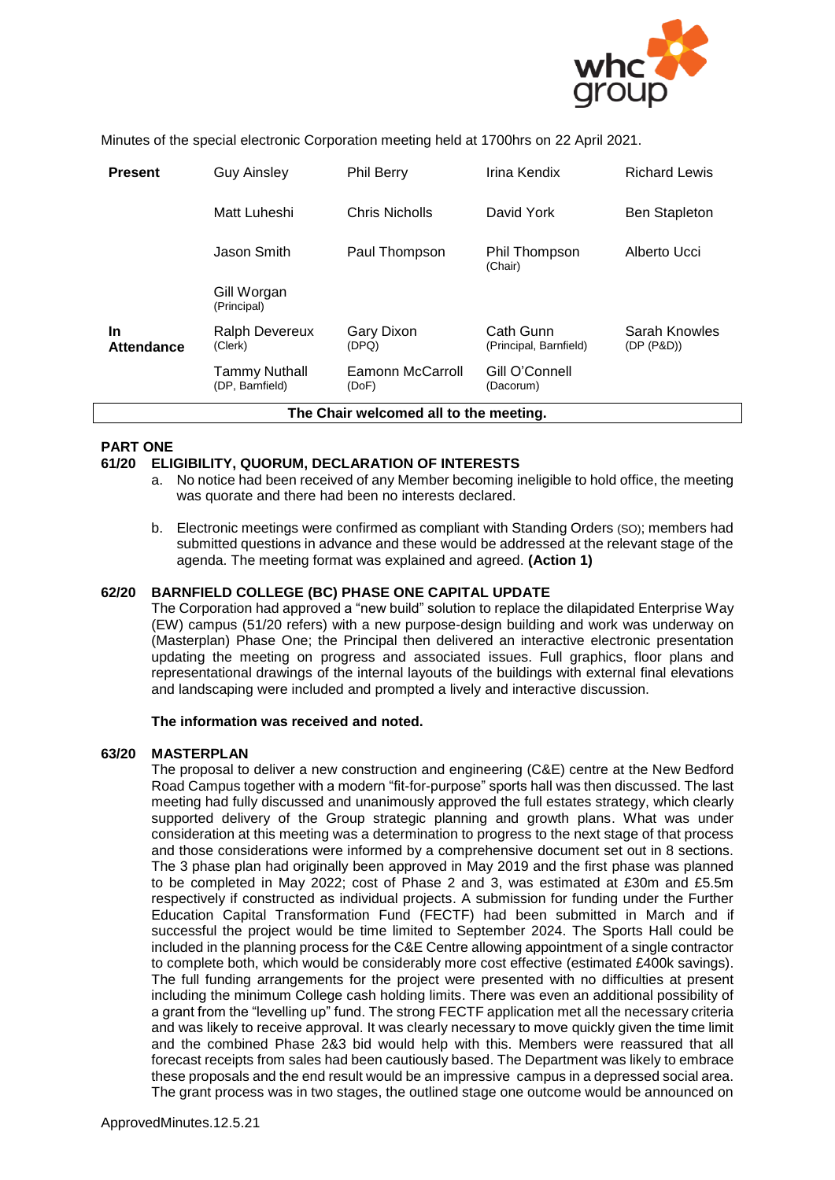Minutes of the special electronic Corporation meeting held at 1700hrs on 22 April 2021.

| | | | | |
|---|---|---|---|---|
| **Present** | Guy Ainsley | Phil Berry | Irina Kendix | Richard Lewis |
| | Matt Luheshi | Chris Nicholls | David York | Ben Stapleton |
| | Jason Smith | Paul Thompson | Phil Thompson (Chair) | Alberto Ucci |
| | Gill Worgan (Principal) | | | |
| **In Attendance** | Ralph Devereux (Clerk) | Gary Dixon (DPQ) | Cath Gunn (Principal, Barnfield) | Sarah Knowles (DP (P&D)) |
| | Tammy Nuthall (DP, Barnfield) | Eamonn McCarroll (DoF) | Gill O'Connell (Dacorum) | |

**The Chair welcomed all to the meeting.**

## PART ONE

### 61/20 ELIGIBILITY, QUORUM, DECLARATION OF INTERESTS

a. No notice had been received of any Member becoming ineligible to hold office, the meeting was quorate and there had been no interests declared.

b. Electronic meetings were confirmed as compliant with Standing Orders (SO); members had submitted questions in advance and these would be addressed at the relevant stage of the agenda. The meeting format was explained and agreed. **(Action 1)**

### 62/20 BARNFIELD COLLEGE (BC) PHASE ONE CAPITAL UPDATE

The Corporation had approved a "new build" solution to replace the dilapidated Enterprise Way (EW) campus (51/20 refers) with a new purpose-design building and work was underway on (Masterplan) Phase One; the Principal then delivered an interactive electronic presentation updating the meeting on progress and associated issues. Full graphics, floor plans and representational drawings of the internal layouts of the buildings with external final elevations and landscaping were included and prompted a lively and interactive discussion.

**The information was received and noted.**

### 63/20 MASTERPLAN

The proposal to deliver a new construction and engineering (C&E) centre at the New Bedford Road Campus together with a modern "fit-for-purpose" sports hall was then discussed. The last meeting had fully discussed and unanimously approved the full estates strategy, which clearly supported delivery of the Group strategic planning and growth plans. What was under consideration at this meeting was a determination to progress to the next stage of that process and those considerations were informed by a comprehensive document set out in 8 sections. The 3 phase plan had originally been approved in May 2019 and the first phase was planned to be completed in May 2022; cost of Phase 2 and 3, was estimated at £30m and £5.5m respectively if constructed as individual projects. A submission for funding under the Further Education Capital Transformation Fund (FECTF) had been submitted in March and if successful the project would be time limited to September 2024. The Sports Hall could be included in the planning process for the C&E Centre allowing appointment of a single contractor to complete both, which would be considerably more cost effective (estimated £400k savings). The full funding arrangements for the project were presented with no difficulties at present including the minimum College cash holding limits. There was even an additional possibility of a grant from the "levelling up" fund. The strong FECTF application met all the necessary criteria and was likely to receive approval. It was clearly necessary to move quickly given the time limit and the combined Phase 2&3 bid would help with this. Members were reassured that all forecast receipts from sales had been cautiously based. The Department was likely to embrace these proposals and the end result would be an impressive campus in a depressed social area. The grant process was in two stages, the outlined stage one outcome would be announced on

ApprovedMinutes.12.5.21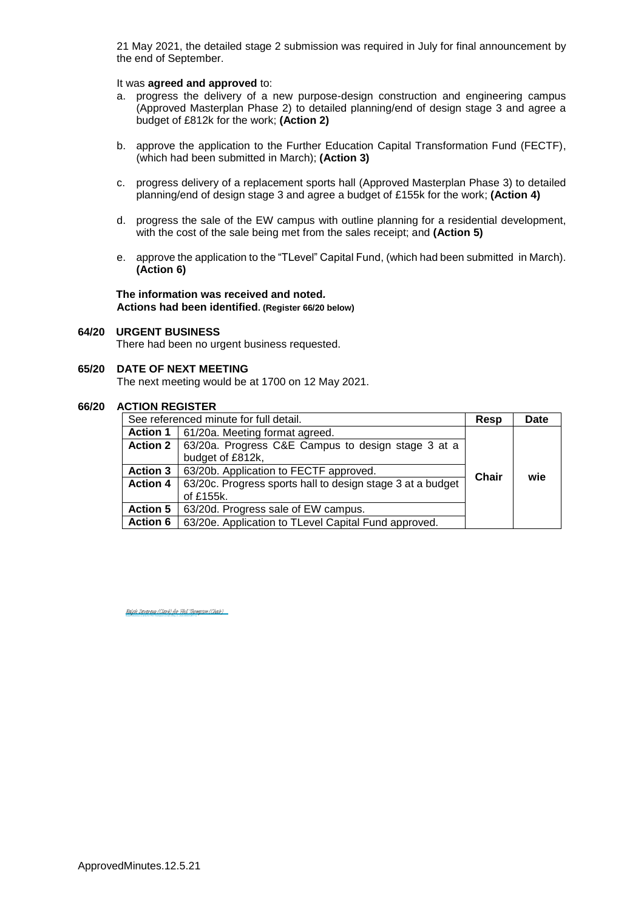21 May 2021, the detailed stage 2 submission was required in July for final announcement by the end of September.

It was **agreed and approved** to:

a. progress the delivery of a new purpose-design construction and engineering campus (Approved Masterplan Phase 2) to detailed planning/end of design stage 3 and agree a budget of £812k for the work; **(Action 2)**

b. approve the application to the Further Education Capital Transformation Fund (FECTF), (which had been submitted in March); **(Action 3)**

c. progress delivery of a replacement sports hall (Approved Masterplan Phase 3) to detailed planning/end of design stage 3 and agree a budget of £155k for the work; **(Action 4)**

d. progress the sale of the EW campus with outline planning for a residential development, with the cost of the sale being met from the sales receipt; and **(Action 5)**

e. approve the application to the "TLevel" Capital Fund, (which had been submitted in March). **(Action 6)**

**The information was received and noted.**
**Actions had been identified. (Register 66/20 below)**

## 64/20 URGENT BUSINESS

There had been no urgent business requested.

## 65/20 DATE OF NEXT MEETING

The next meeting would be at 1700 on 12 May 2021.

## 66/20 ACTION REGISTER

| See referenced minute for full detail. | | Resp | Date |
|---|---|---|---|
| **Action 1** | 61/20a. Meeting format agreed. | Chair | wie |
| **Action 2** | 63/20a. Progress C&E Campus to design stage 3 at a budget of £812k, | | |
| **Action 3** | 63/20b. Application to FECTF approved. | | |
| **Action 4** | 63/20c. Progress sports hall to design stage 3 at a budget of £155k. | | |
| **Action 5** | 63/20d. Progress sale of EW campus. | | |
| **Action 6** | 63/20e. Application to TLevel Capital Fund approved. | | |

Ralph Devereux (Clerk) for Phil Thompson (Chair)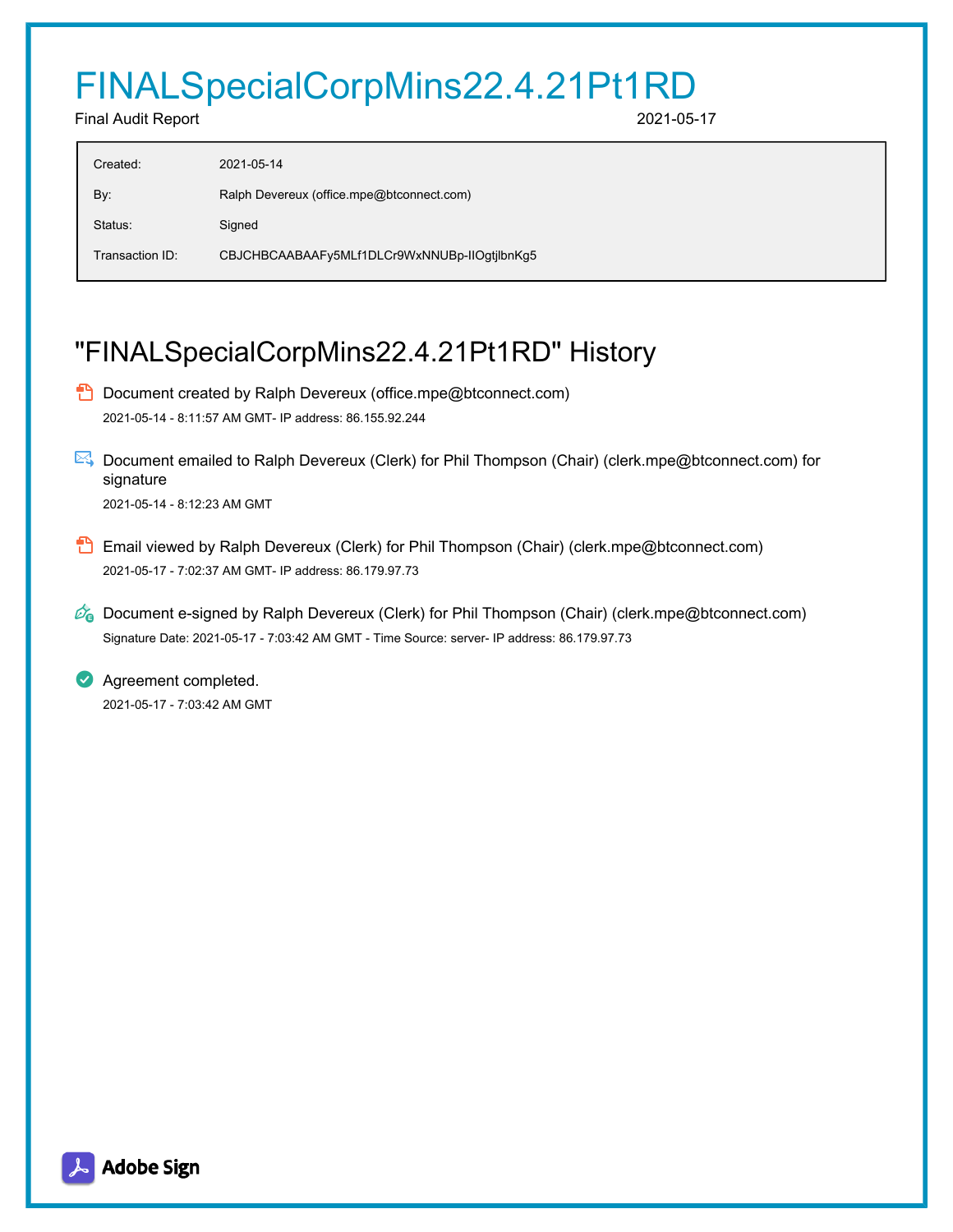# FINALSpecialCorpMins22.4.21Pt1RD

Final Audit Report 2021-05-17

| | |
|---|---|
| Created: | 2021-05-14 |
| By: | Ralph Devereux (office.mpe@btconnect.com) |
| Status: | Signed |
| Transaction ID: | CBJCHBCAABAAFy5MLf1DLCr9WxNNUBp-IIOgtjlbnKg5 |

## "FINALSpecialCorpMins22.4.21Pt1RD" History

- Document created by Ralph Devereux (office.mpe@btconnect.com)
  2021-05-14 - 8:11:57 AM GMT- IP address: 86.155.92.244

- Document emailed to Ralph Devereux (Clerk) for Phil Thompson (Chair) (clerk.mpe@btconnect.com) for signature
  2021-05-14 - 8:12:23 AM GMT

- Email viewed by Ralph Devereux (Clerk) for Phil Thompson (Chair) (clerk.mpe@btconnect.com)
  2021-05-17 - 7:02:37 AM GMT- IP address: 86.179.97.73

- Document e-signed by Ralph Devereux (Clerk) for Phil Thompson (Chair) (clerk.mpe@btconnect.com)
  Signature Date: 2021-05-17 - 7:03:42 AM GMT - Time Source: server- IP address: 86.179.97.73

- Agreement completed.
  2021-05-17 - 7:03:42 AM GMT

Adobe Sign